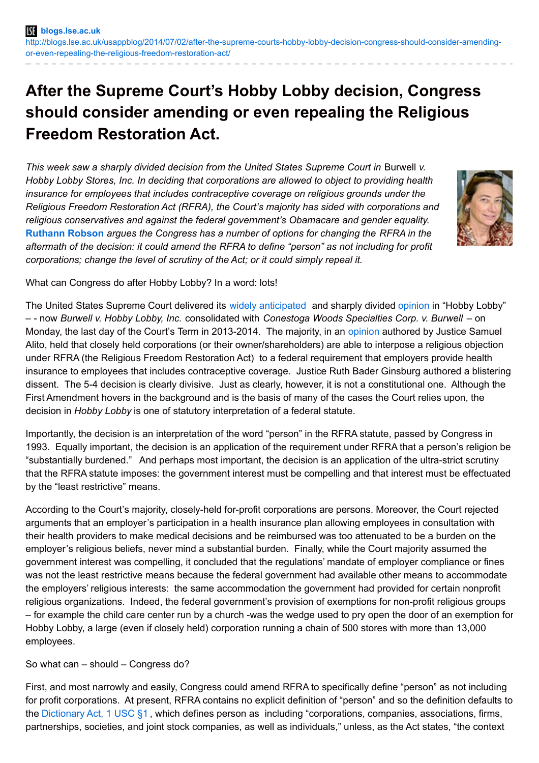blogs.lse.ac.uk
http://blogs.lse.ac.uk/usappblog/2014/07/02/after-the-supreme-courts-hobby-lobby-decision-congress-should-consider-amending-or-even-repealing-the-religious-freedom-restoration-act/

# After the Supreme Court's Hobby Lobby decision, Congress should consider amending or even repealing the Religious Freedom Restoration Act.

*This week saw a sharply divided decision from the United States Supreme Court in* Burwell v. Hobby Lobby Stores, Inc. *In deciding that corporations are allowed to object to providing health insurance for employees that includes contraceptive coverage on religious grounds under the Religious Freedom Restoration Act (RFRA), the Court's majority has sided with corporations and religious conservatives and against the federal government's Obamacare and gender equality.* **Ruthann Robson** *argues the Congress has a number of options for changing the RFRA in the aftermath of the decision: it could amend the RFRA to define "person" as not including for profit corporations; change the level of scrutiny of the Act; or it could simply repeal it.*

What can Congress do after Hobby Lobby? In a word: lots!

The United States Supreme Court delivered its widely anticipated and sharply divided opinion in "Hobby Lobby" – - now *Burwell v. Hobby Lobby, Inc.* consolidated with *Conestoga Woods Specialties Corp. v. Burwell* – on Monday, the last day of the Court's Term in 2013-2014. The majority, in an opinion authored by Justice Samuel Alito, held that closely held corporations (or their owner/shareholders) are able to interpose a religious objection under RFRA (the Religious Freedom Restoration Act) to a federal requirement that employers provide health insurance to employees that includes contraceptive coverage. Justice Ruth Bader Ginsburg authored a blistering dissent. The 5-4 decision is clearly divisive. Just as clearly, however, it is not a constitutional one. Although the First Amendment hovers in the background and is the basis of many of the cases the Court relies upon, the decision in *Hobby Lobby* is one of statutory interpretation of a federal statute.

Importantly, the decision is an interpretation of the word "person" in the RFRA statute, passed by Congress in 1993. Equally important, the decision is an application of the requirement under RFRA that a person's religion be "substantially burdened." And perhaps most important, the decision is an application of the ultra-strict scrutiny that the RFRA statute imposes: the government interest must be compelling and that interest must be effectuated by the "least restrictive" means.

According to the Court's majority, closely-held for-profit corporations are persons. Moreover, the Court rejected arguments that an employer's participation in a health insurance plan allowing employees in consultation with their health providers to make medical decisions and be reimbursed was too attenuated to be a burden on the employer's religious beliefs, never mind a substantial burden. Finally, while the Court majority assumed the government interest was compelling, it concluded that the regulations' mandate of employer compliance or fines was not the least restrictive means because the federal government had available other means to accommodate the employers' religious interests: the same accommodation the government had provided for certain nonprofit religious organizations. Indeed, the federal government's provision of exemptions for non-profit religious groups – for example the child care center run by a church -was the wedge used to pry open the door of an exemption for Hobby Lobby, a large (even if closely held) corporation running a chain of 500 stores with more than 13,000 employees.

So what can – should – Congress do?

First, and most narrowly and easily, Congress could amend RFRA to specifically define "person" as not including for profit corporations. At present, RFRA contains no explicit definition of "person" and so the definition defaults to the Dictionary Act, 1 USC §1, which defines person as including "corporations, companies, associations, firms, partnerships, societies, and joint stock companies, as well as individuals," unless, as the Act states, "the context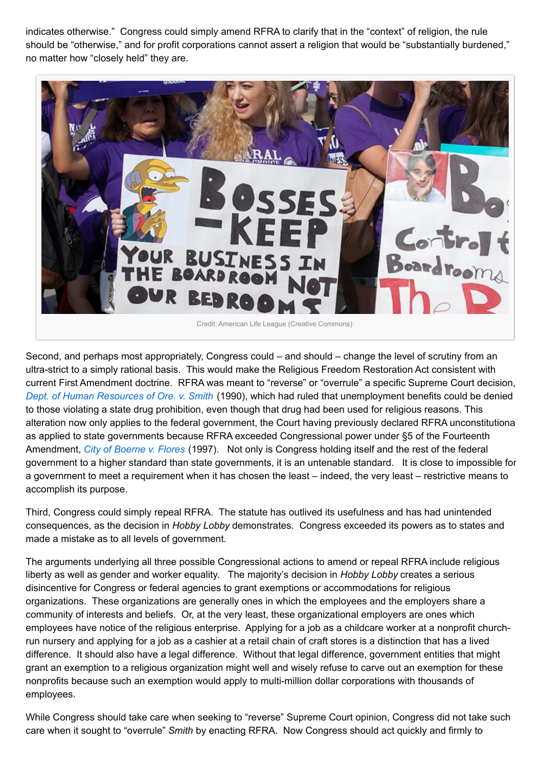indicates otherwise." Congress could simply amend RFRA to clarify that in the "context" of religion, the rule should be "otherwise," and for profit corporations cannot assert a religion that would be "substantially burdened," no matter how "closely held" they are.

Credit: American Life League (Creative Commons)

Second, and perhaps most appropriately, Congress could – and should – change the level of scrutiny from an ultra-strict to a simply rational basis. This would make the Religious Freedom Restoration Act consistent with current First Amendment doctrine. RFRA was meant to "reverse" or "overrule" a specific Supreme Court decision, *Dept. of Human Resources of Ore. v. Smith* (1990), which had ruled that unemployment benefits could be denied to those violating a state drug prohibition, even though that drug had been used for religious reasons. This alteration now only applies to the federal government, the Court having previously declared RFRA unconstitutiona as applied to state governments because RFRA exceeded Congressional power under §5 of the Fourteenth Amendment, *City of Boerne v. Flores* (1997). Not only is Congress holding itself and the rest of the federal government to a higher standard than state governments, it is an untenable standard. It is close to impossible for a government to meet a requirement when it has chosen the least – indeed, the very least – restrictive means to accomplish its purpose.

Third, Congress could simply repeal RFRA. The statute has outlived its usefulness and has had unintended consequences, as the decision in *Hobby Lobby* demonstrates. Congress exceeded its powers as to states and made a mistake as to all levels of government.

The arguments underlying all three possible Congressional actions to amend or repeal RFRA include religious liberty as well as gender and worker equality. The majority's decision in *Hobby Lobby* creates a serious disincentive for Congress or federal agencies to grant exemptions or accommodations for religious organizations. These organizations are generally ones in which the employees and the employers share a community of interests and beliefs. Or, at the very least, these organizational employers are ones which employees have notice of the religious enterprise. Applying for a job as a childcare worker at a nonprofit church-run nursery and applying for a job as a cashier at a retail chain of craft stores is a distinction that has a lived difference. It should also have a legal difference. Without that legal difference, government entities that might grant an exemption to a religious organization might well and wisely refuse to carve out an exemption for these nonprofits because such an exemption would apply to multi-million dollar corporations with thousands of employees.

While Congress should take care when seeking to "reverse" Supreme Court opinion, Congress did not take such care when it sought to "overrule" *Smith* by enacting RFRA. Now Congress should act quickly and firmly to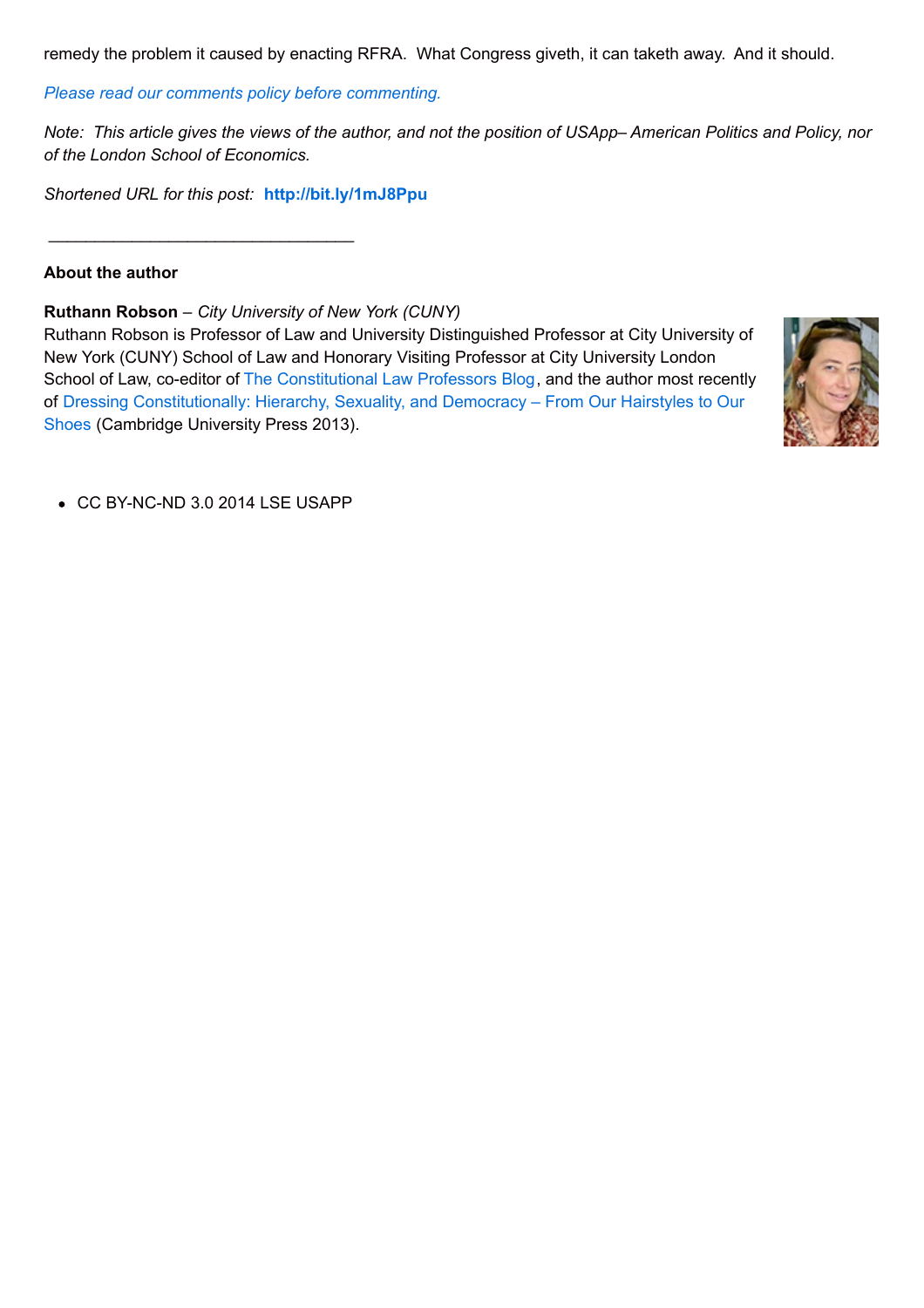remedy the problem it caused by enacting RFRA.  What Congress giveth, it can taketh away.  And it should.

*Please read our comments policy before commenting.*

*Note:  This article gives the views of the author, and not the position of USApp– American Politics and Policy, nor of the London School of Economics.*

*Shortened URL for this post:*  **http://bit.ly/1mJ8Ppu**

---

**About the author**

**Ruthann Robson** – *City University of New York (CUNY)*
Ruthann Robson is Professor of Law and University Distinguished Professor at City University of New York (CUNY) School of Law and Honorary Visiting Professor at City University London School of Law, co-editor of The Constitutional Law Professors Blog, and the author most recently of Dressing Constitutionally: Hierarchy, Sexuality, and Democracy – From Our Hairstyles to Our Shoes (Cambridge University Press 2013).

- CC BY-NC-ND 3.0 2014 LSE USAPP